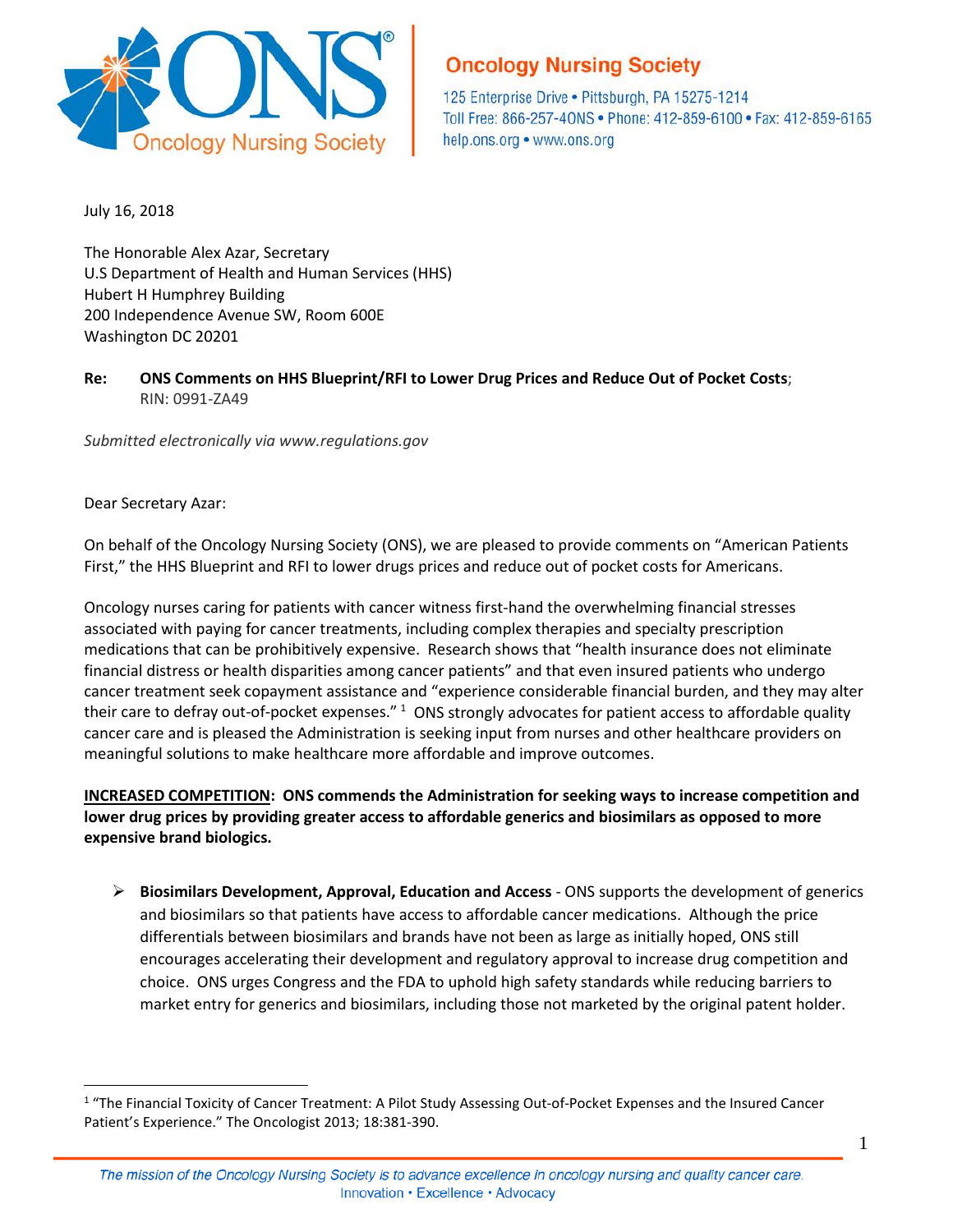**Oncology Nursing Society**

125 Enterprise Drive • Pittsburgh, PA 15275-1214
Toll Free: 866-257-4ONS • Phone: 412-859-6100 • Fax: 412-859-6165
help.ons.org • www.ons.org

July 16, 2018

The Honorable Alex Azar, Secretary
U.S Department of Health and Human Services (HHS)
Hubert H Humphrey Building
200 Independence Avenue SW, Room 600E
Washington DC 20201

**Re: ONS Comments on HHS Blueprint/RFI to Lower Drug Prices and Reduce Out of Pocket Costs**;
RIN: 0991-ZA49

*Submitted electronically via www.regulations.gov*

Dear Secretary Azar:

On behalf of the Oncology Nursing Society (ONS), we are pleased to provide comments on "American Patients First," the HHS Blueprint and RFI to lower drugs prices and reduce out of pocket costs for Americans.

Oncology nurses caring for patients with cancer witness first-hand the overwhelming financial stresses associated with paying for cancer treatments, including complex therapies and specialty prescription medications that can be prohibitively expensive. Research shows that "health insurance does not eliminate financial distress or health disparities among cancer patients" and that even insured patients who undergo cancer treatment seek copayment assistance and "experience considerable financial burden, and they may alter their care to defray out-of-pocket expenses." [1] ONS strongly advocates for patient access to affordable quality cancer care and is pleased the Administration is seeking input from nurses and other healthcare providers on meaningful solutions to make healthcare more affordable and improve outcomes.

**INCREASED COMPETITION: ONS commends the Administration for seeking ways to increase competition and lower drug prices by providing greater access to affordable generics and biosimilars as opposed to more expensive brand biologics.**

- **Biosimilars Development, Approval, Education and Access** - ONS supports the development of generics and biosimilars so that patients have access to affordable cancer medications. Although the price differentials between biosimilars and brands have not been as large as initially hoped, ONS still encourages accelerating their development and regulatory approval to increase drug competition and choice. ONS urges Congress and the FDA to uphold high safety standards while reducing barriers to market entry for generics and biosimilars, including those not marketed by the original patent holder.

---

[1] "The Financial Toxicity of Cancer Treatment: A Pilot Study Assessing Out-of-Pocket Expenses and the Insured Cancer Patient's Experience." The Oncologist 2013; 18:381-390.

*The mission of the Oncology Nursing Society is to advance excellence in oncology nursing and quality cancer care.*
Innovation • Excellence • Advocacy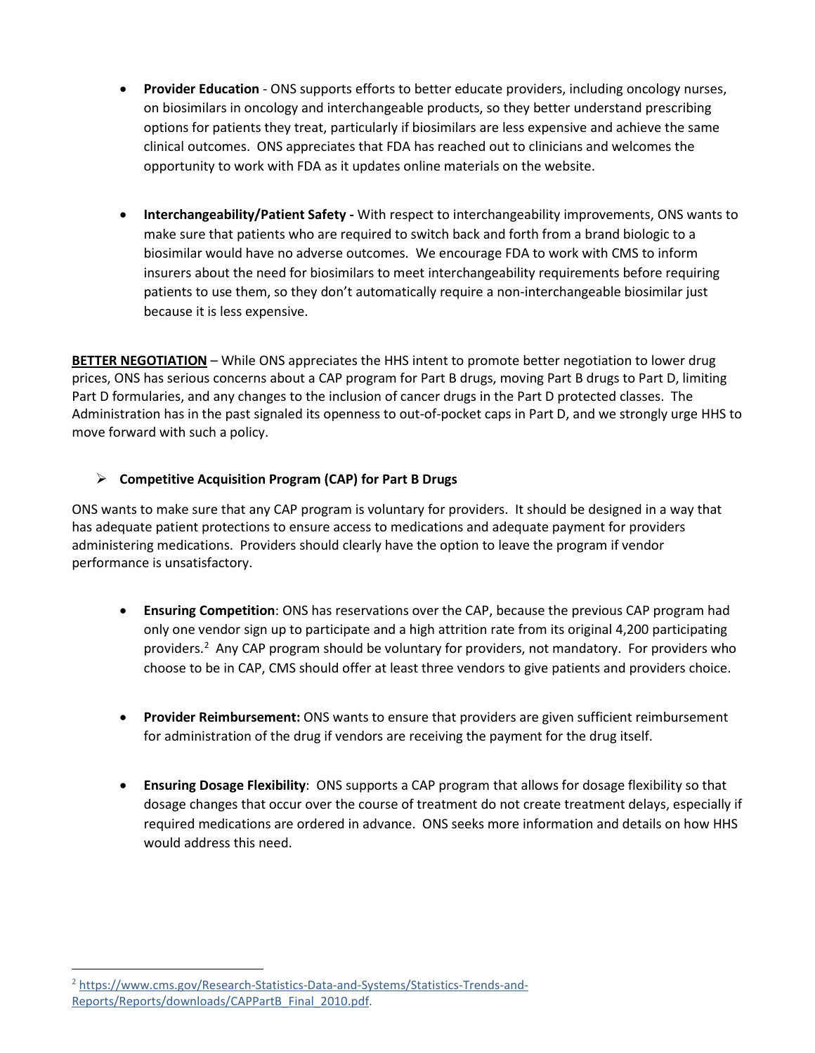- **Provider Education** - ONS supports efforts to better educate providers, including oncology nurses, on biosimilars in oncology and interchangeable products, so they better understand prescribing options for patients they treat, particularly if biosimilars are less expensive and achieve the same clinical outcomes. ONS appreciates that FDA has reached out to clinicians and welcomes the opportunity to work with FDA as it updates online materials on the website.

- **Interchangeability/Patient Safety -** With respect to interchangeability improvements, ONS wants to make sure that patients who are required to switch back and forth from a brand biologic to a biosimilar would have no adverse outcomes. We encourage FDA to work with CMS to inform insurers about the need for biosimilars to meet interchangeability requirements before requiring patients to use them, so they don't automatically require a non-interchangeable biosimilar just because it is less expensive.

**BETTER NEGOTIATION** – While ONS appreciates the HHS intent to promote better negotiation to lower drug prices, ONS has serious concerns about a CAP program for Part B drugs, moving Part B drugs to Part D, limiting Part D formularies, and any changes to the inclusion of cancer drugs in the Part D protected classes. The Administration has in the past signaled its openness to out-of-pocket caps in Part D, and we strongly urge HHS to move forward with such a policy.

- **Competitive Acquisition Program (CAP) for Part B Drugs**

ONS wants to make sure that any CAP program is voluntary for providers. It should be designed in a way that has adequate patient protections to ensure access to medications and adequate payment for providers administering medications. Providers should clearly have the option to leave the program if vendor performance is unsatisfactory.

- **Ensuring Competition**: ONS has reservations over the CAP, because the previous CAP program had only one vendor sign up to participate and a high attrition rate from its original 4,200 participating providers.[2] Any CAP program should be voluntary for providers, not mandatory. For providers who choose to be in CAP, CMS should offer at least three vendors to give patients and providers choice.

- **Provider Reimbursement:** ONS wants to ensure that providers are given sufficient reimbursement for administration of the drug if vendors are receiving the payment for the drug itself.

- **Ensuring Dosage Flexibility**: ONS supports a CAP program that allows for dosage flexibility so that dosage changes that occur over the course of treatment do not create treatment delays, especially if required medications are ordered in advance. ONS seeks more information and details on how HHS would address this need.

---

[2] https://www.cms.gov/Research-Statistics-Data-and-Systems/Statistics-Trends-and-Reports/Reports/downloads/CAPPartB_Final_2010.pdf.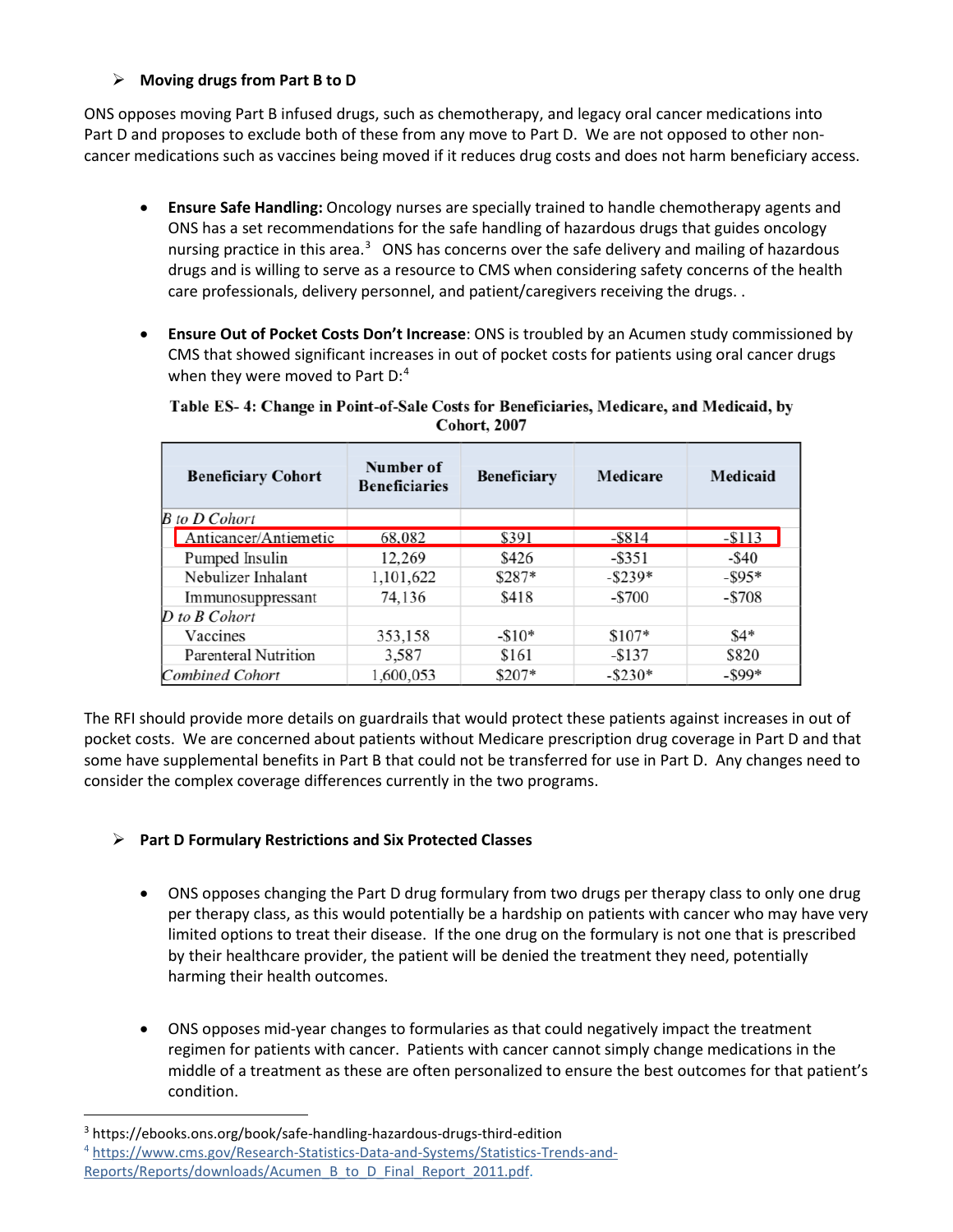- **Moving drugs from Part B to D**

ONS opposes moving Part B infused drugs, such as chemotherapy, and legacy oral cancer medications into Part D and proposes to exclude both of these from any move to Part D. We are not opposed to other non-cancer medications such as vaccines being moved if it reduces drug costs and does not harm beneficiary access.

- **Ensure Safe Handling:** Oncology nurses are specially trained to handle chemotherapy agents and ONS has a set recommendations for the safe handling of hazardous drugs that guides oncology nursing practice in this area.[3] ONS has concerns over the safe delivery and mailing of hazardous drugs and is willing to serve as a resource to CMS when considering safety concerns of the health care professionals, delivery personnel, and patient/caregivers receiving the drugs. .

- **Ensure Out of Pocket Costs Don't Increase**: ONS is troubled by an Acumen study commissioned by CMS that showed significant increases in out of pocket costs for patients using oral cancer drugs when they were moved to Part D:[4]

**Table ES- 4: Change in Point-of-Sale Costs for Beneficiaries, Medicare, and Medicaid, by Cohort, 2007**

| Beneficiary Cohort | Number of Beneficiaries | Beneficiary | Medicare | Medicaid |
|---|---|---|---|---|
| *B to D Cohort* | | | | |
| Anticancer/Antiemetic | 68,082 | $391 | -$814 | -$113 |
| Pumped Insulin | 12,269 | $426 | -$351 | -$40 |
| Nebulizer Inhalant | 1,101,622 | $287* | -$239* | -$95* |
| Immunosuppressant | 74,136 | $418 | -$700 | -$708 |
| *D to B Cohort* | | | | |
| Vaccines | 353,158 | -$10* | $107* | $4* |
| Parenteral Nutrition | 3,587 | $161 | -$137 | $820 |
| *Combined Cohort* | 1,600,053 | $207* | -$230* | -$99* |

The RFI should provide more details on guardrails that would protect these patients against increases in out of pocket costs. We are concerned about patients without Medicare prescription drug coverage in Part D and that some have supplemental benefits in Part B that could not be transferred for use in Part D. Any changes need to consider the complex coverage differences currently in the two programs.

- **Part D Formulary Restrictions and Six Protected Classes**

- ONS opposes changing the Part D drug formulary from two drugs per therapy class to only one drug per therapy class, as this would potentially be a hardship on patients with cancer who may have very limited options to treat their disease. If the one drug on the formulary is not one that is prescribed by their healthcare provider, the patient will be denied the treatment they need, potentially harming their health outcomes.

- ONS opposes mid-year changes to formularies as that could negatively impact the treatment regimen for patients with cancer. Patients with cancer cannot simply change medications in the middle of a treatment as these are often personalized to ensure the best outcomes for that patient's condition.

---

[3] https://ebooks.ons.org/book/safe-handling-hazardous-drugs-third-edition

[4] https://www.cms.gov/Research-Statistics-Data-and-Systems/Statistics-Trends-and-Reports/Reports/downloads/Acumen_B_to_D_Final_Report_2011.pdf.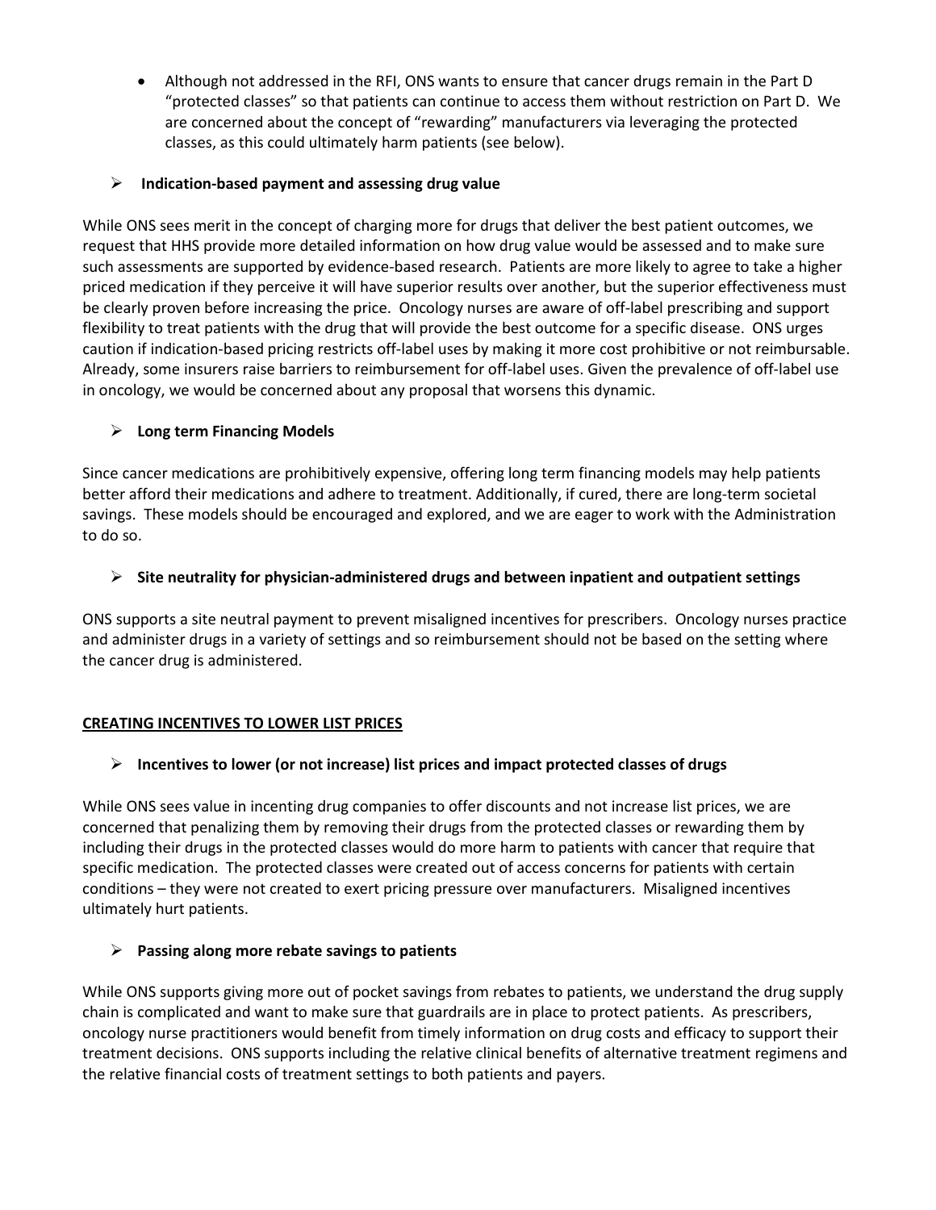- Although not addressed in the RFI, ONS wants to ensure that cancer drugs remain in the Part D "protected classes" so that patients can continue to access them without restriction on Part D. We are concerned about the concept of "rewarding" manufacturers via leveraging the protected classes, as this could ultimately harm patients (see below).

- **Indication-based payment and assessing drug value**

While ONS sees merit in the concept of charging more for drugs that deliver the best patient outcomes, we request that HHS provide more detailed information on how drug value would be assessed and to make sure such assessments are supported by evidence-based research. Patients are more likely to agree to take a higher priced medication if they perceive it will have superior results over another, but the superior effectiveness must be clearly proven before increasing the price. Oncology nurses are aware of off-label prescribing and support flexibility to treat patients with the drug that will provide the best outcome for a specific disease. ONS urges caution if indication-based pricing restricts off-label uses by making it more cost prohibitive or not reimbursable. Already, some insurers raise barriers to reimbursement for off-label uses. Given the prevalence of off-label use in oncology, we would be concerned about any proposal that worsens this dynamic.

- **Long term Financing Models**

Since cancer medications are prohibitively expensive, offering long term financing models may help patients better afford their medications and adhere to treatment. Additionally, if cured, there are long-term societal savings. These models should be encouraged and explored, and we are eager to work with the Administration to do so.

- **Site neutrality for physician-administered drugs and between inpatient and outpatient settings**

ONS supports a site neutral payment to prevent misaligned incentives for prescribers. Oncology nurses practice and administer drugs in a variety of settings and so reimbursement should not be based on the setting where the cancer drug is administered.

**CREATING INCENTIVES TO LOWER LIST PRICES**

- **Incentives to lower (or not increase) list prices and impact protected classes of drugs**

While ONS sees value in incenting drug companies to offer discounts and not increase list prices, we are concerned that penalizing them by removing their drugs from the protected classes or rewarding them by including their drugs in the protected classes would do more harm to patients with cancer that require that specific medication. The protected classes were created out of access concerns for patients with certain conditions – they were not created to exert pricing pressure over manufacturers. Misaligned incentives ultimately hurt patients.

- **Passing along more rebate savings to patients**

While ONS supports giving more out of pocket savings from rebates to patients, we understand the drug supply chain is complicated and want to make sure that guardrails are in place to protect patients. As prescribers, oncology nurse practitioners would benefit from timely information on drug costs and efficacy to support their treatment decisions. ONS supports including the relative clinical benefits of alternative treatment regimens and the relative financial costs of treatment settings to both patients and payers.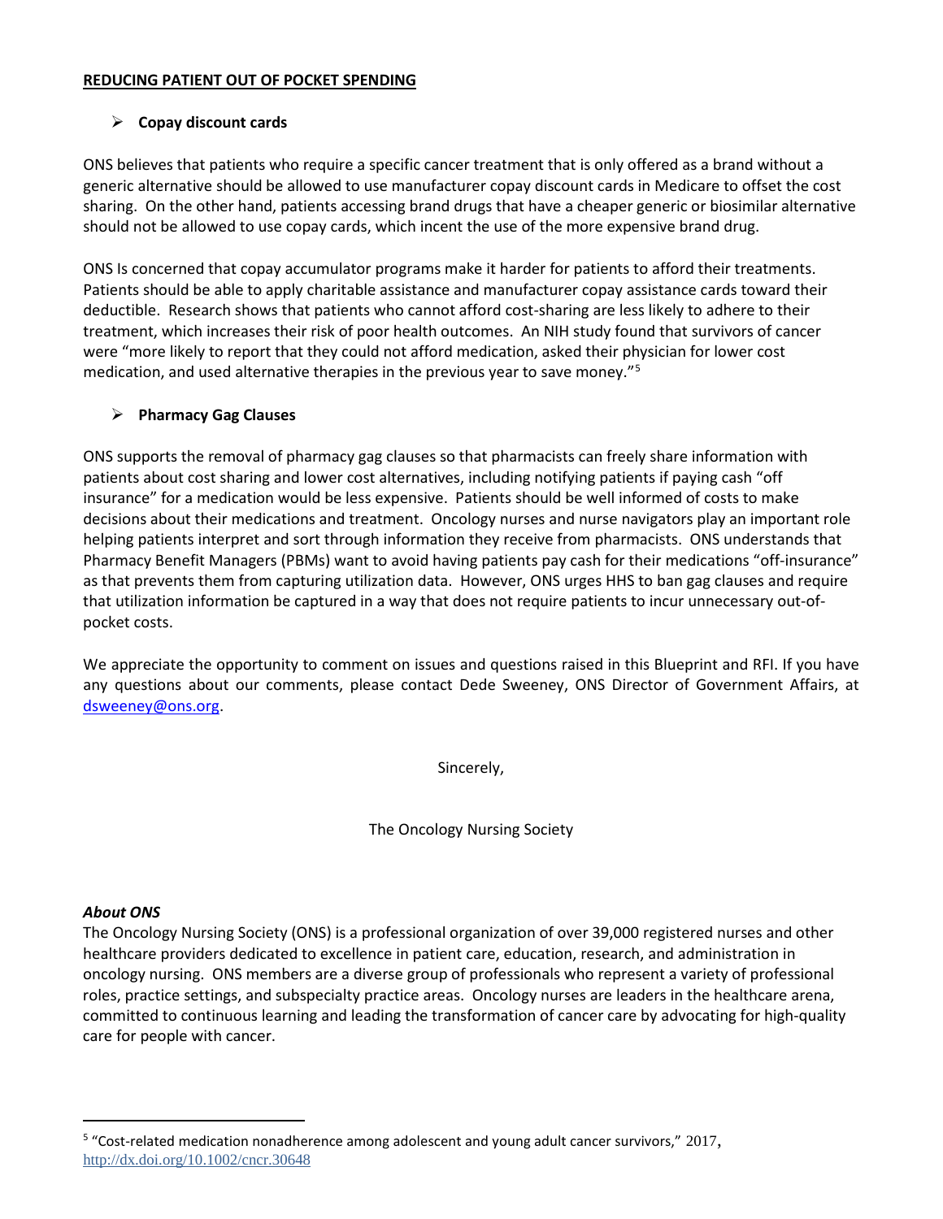**REDUCING PATIENT OUT OF POCKET SPENDING**

- **Copay discount cards**

ONS believes that patients who require a specific cancer treatment that is only offered as a brand without a generic alternative should be allowed to use manufacturer copay discount cards in Medicare to offset the cost sharing. On the other hand, patients accessing brand drugs that have a cheaper generic or biosimilar alternative should not be allowed to use copay cards, which incent the use of the more expensive brand drug.

ONS Is concerned that copay accumulator programs make it harder for patients to afford their treatments. Patients should be able to apply charitable assistance and manufacturer copay assistance cards toward their deductible. Research shows that patients who cannot afford cost-sharing are less likely to adhere to their treatment, which increases their risk of poor health outcomes. An NIH study found that survivors of cancer were "more likely to report that they could not afford medication, asked their physician for lower cost medication, and used alternative therapies in the previous year to save money."[5]

- **Pharmacy Gag Clauses**

ONS supports the removal of pharmacy gag clauses so that pharmacists can freely share information with patients about cost sharing and lower cost alternatives, including notifying patients if paying cash "off insurance" for a medication would be less expensive. Patients should be well informed of costs to make decisions about their medications and treatment. Oncology nurses and nurse navigators play an important role helping patients interpret and sort through information they receive from pharmacists. ONS understands that Pharmacy Benefit Managers (PBMs) want to avoid having patients pay cash for their medications "off-insurance" as that prevents them from capturing utilization data. However, ONS urges HHS to ban gag clauses and require that utilization information be captured in a way that does not require patients to incur unnecessary out-of-pocket costs.

We appreciate the opportunity to comment on issues and questions raised in this Blueprint and RFI. If you have any questions about our comments, please contact Dede Sweeney, ONS Director of Government Affairs, at dsweeney@ons.org.

Sincerely,

The Oncology Nursing Society

***About ONS***

The Oncology Nursing Society (ONS) is a professional organization of over 39,000 registered nurses and other healthcare providers dedicated to excellence in patient care, education, research, and administration in oncology nursing. ONS members are a diverse group of professionals who represent a variety of professional roles, practice settings, and subspecialty practice areas. Oncology nurses are leaders in the healthcare arena, committed to continuous learning and leading the transformation of cancer care by advocating for high-quality care for people with cancer.

---

[5] "Cost-related medication nonadherence among adolescent and young adult cancer survivors," 2017, http://dx.doi.org/10.1002/cncr.30648